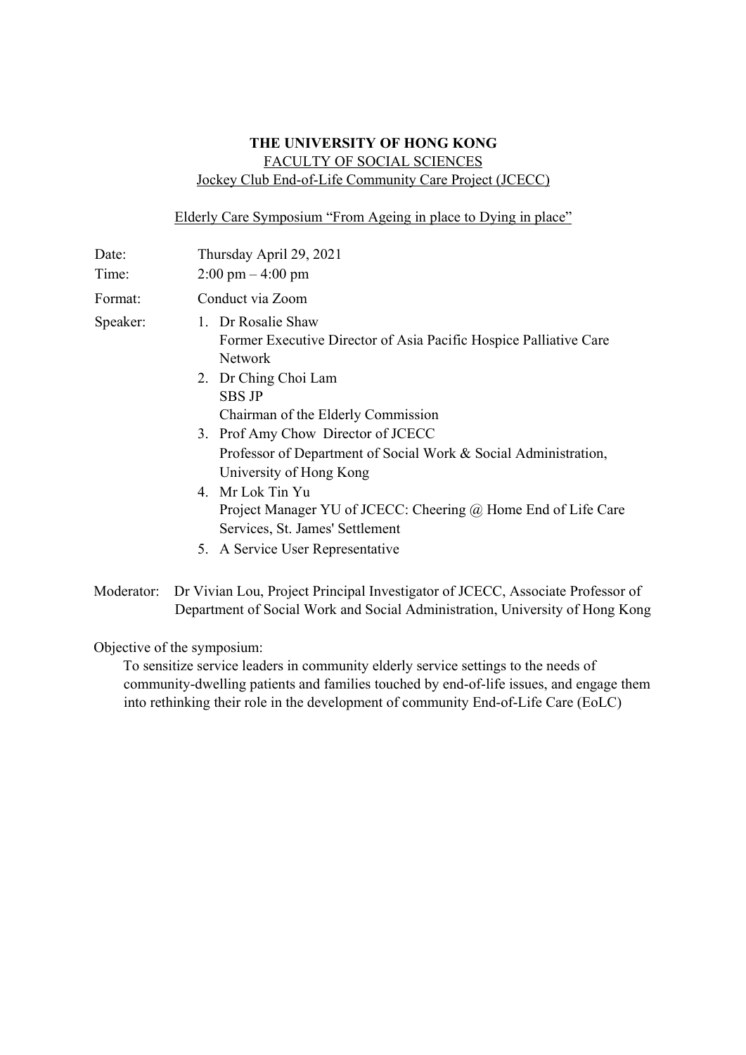**THE UNIVERSITY OF HONG KONG**

FACULTY OF SOCIAL SCIENCES

Jockey Club End-of-Life Community Care Project (JCECC)

Elderly Care Symposium "From Ageing in place to Dying in place"

Date: Thursday April 29, 2021

Time: 2:00 pm – 4:00 pm

Format: Conduct via Zoom

Speaker:

1. Dr Rosalie Shaw
   Former Executive Director of Asia Pacific Hospice Palliative Care Network
2. Dr Ching Choi Lam
   SBS JP
   Chairman of the Elderly Commission
3. Prof Amy Chow Director of JCECC
   Professor of Department of Social Work & Social Administration, University of Hong Kong
4. Mr Lok Tin Yu
   Project Manager YU of JCECC: Cheering @ Home End of Life Care Services, St. James' Settlement
5. A Service User Representative

Moderator: Dr Vivian Lou, Project Principal Investigator of JCECC, Associate Professor of Department of Social Work and Social Administration, University of Hong Kong

Objective of the symposium:

To sensitize service leaders in community elderly service settings to the needs of community-dwelling patients and families touched by end-of-life issues, and engage them into rethinking their role in the development of community End-of-Life Care (EoLC)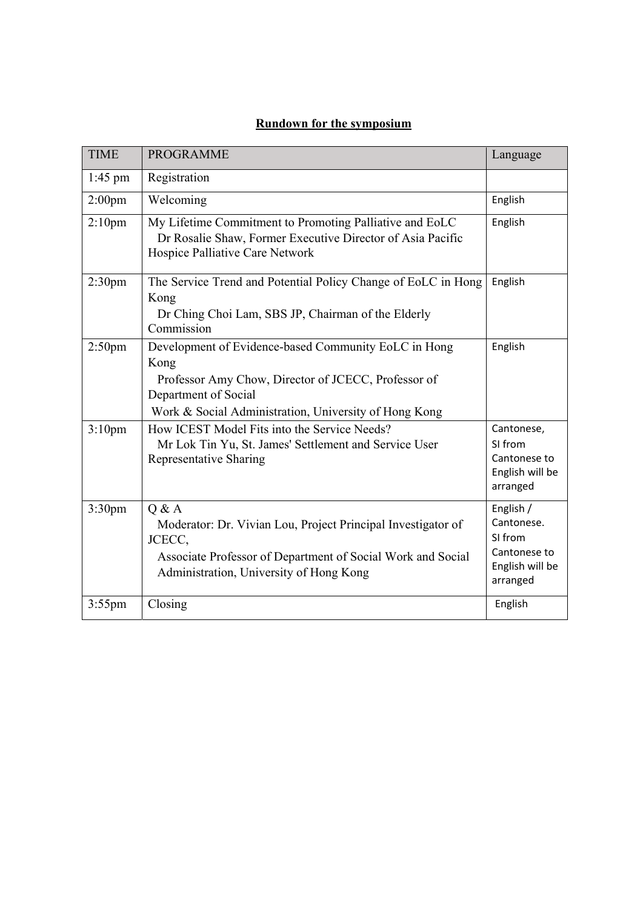**Rundown for the symposium**

| TIME | PROGRAMME | Language |
|---|---|---|
| 1:45 pm | Registration | |
| 2:00pm | Welcoming | English |
| 2:10pm | My Lifetime Commitment to Promoting Palliative and EoLC<br>Dr Rosalie Shaw, Former Executive Director of Asia Pacific Hospice Palliative Care Network | English |
| 2:30pm | The Service Trend and Potential Policy Change of EoLC in Hong Kong<br>Dr Ching Choi Lam, SBS JP, Chairman of the Elderly Commission | English |
| 2:50pm | Development of Evidence-based Community EoLC in Hong Kong<br>Professor Amy Chow, Director of JCECC, Professor of Department of Social Work & Social Administration, University of Hong Kong | English |
| 3:10pm | How ICEST Model Fits into the Service Needs?<br>Mr Lok Tin Yu, St. James' Settlement and Service User Representative Sharing | Cantonese, SI from Cantonese to English will be arranged |
| 3:30pm | Q & A<br>Moderator: Dr. Vivian Lou, Project Principal Investigator of JCECC,<br>Associate Professor of Department of Social Work and Social Administration, University of Hong Kong | English / Cantonese. SI from Cantonese to English will be arranged |
| 3:55pm | Closing | English |